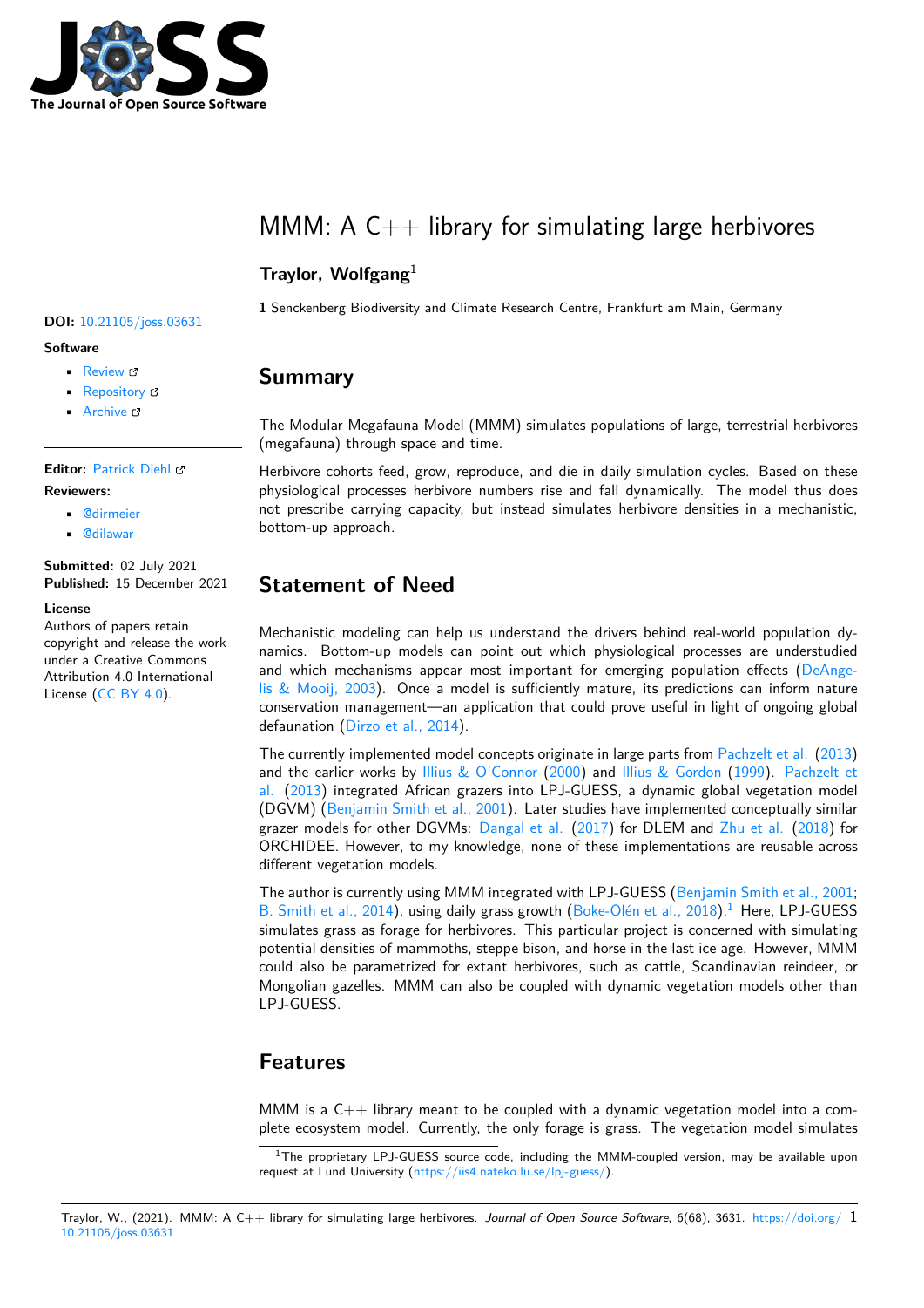# MMM: A C++ library for simulating large herbivores

**Traylor, Wolfgang**[1]

**1** Senckenberg Biodiversity and Climate Research Centre, Frankfurt am Main, Germany

**DOI:** 10.21105/joss.03631

**Software**

- Review
- Repository
- Archive

**Editor:** Patrick Diehl

**Reviewers:**

- @dirmeier
- @dilawar

**Submitted:** 02 July 2021
**Published:** 15 December 2021

**License**
Authors of papers retain copyright and release the work under a Creative Commons Attribution 4.0 International License (CC BY 4.0).

## Summary

The Modular Megafauna Model (MMM) simulates populations of large, terrestrial herbivores (megafauna) through space and time.

Herbivore cohorts feed, grow, reproduce, and die in daily simulation cycles. Based on these physiological processes herbivore numbers rise and fall dynamically. The model thus does not prescribe carrying capacity, but instead simulates herbivore densities in a mechanistic, bottom-up approach.

## Statement of Need

Mechanistic modeling can help us understand the drivers behind real-world population dynamics. Bottom-up models can point out which physiological processes are understudied and which mechanisms appear most important for emerging population effects (DeAngelis & Mooij, 2003). Once a model is sufficiently mature, its predictions can inform nature conservation management—an application that could prove useful in light of ongoing global defaunation (Dirzo et al., 2014).

The currently implemented model concepts originate in large parts from Pachzelt et al. (2013) and the earlier works by Illius & O'Connor (2000) and Illius & Gordon (1999). Pachzelt et al. (2013) integrated African grazers into LPJ-GUESS, a dynamic global vegetation model (DGVM) (Benjamin Smith et al., 2001). Later studies have implemented conceptually similar grazer models for other DGVMs: Dangal et al. (2017) for DLEM and Zhu et al. (2018) for ORCHIDEE. However, to my knowledge, none of these implementations are reusable across different vegetation models.

The author is currently using MMM integrated with LPJ-GUESS (Benjamin Smith et al., 2001; B. Smith et al., 2014), using daily grass growth (Boke-Olén et al., 2018).[1] Here, LPJ-GUESS simulates grass as forage for herbivores. This particular project is concerned with simulating potential densities of mammoths, steppe bison, and horse in the last ice age. However, MMM could also be parametrized for extant herbivores, such as cattle, Scandinavian reindeer, or Mongolian gazelles. MMM can also be coupled with dynamic vegetation models other than LPJ-GUESS.

## Features

MMM is a C++ library meant to be coupled with a dynamic vegetation model into a complete ecosystem model. Currently, the only forage is grass. The vegetation model simulates

[1] The proprietary LPJ-GUESS source code, including the MMM-coupled version, may be available upon request at Lund University (https://iis4.nateko.lu.se/lpj-guess/).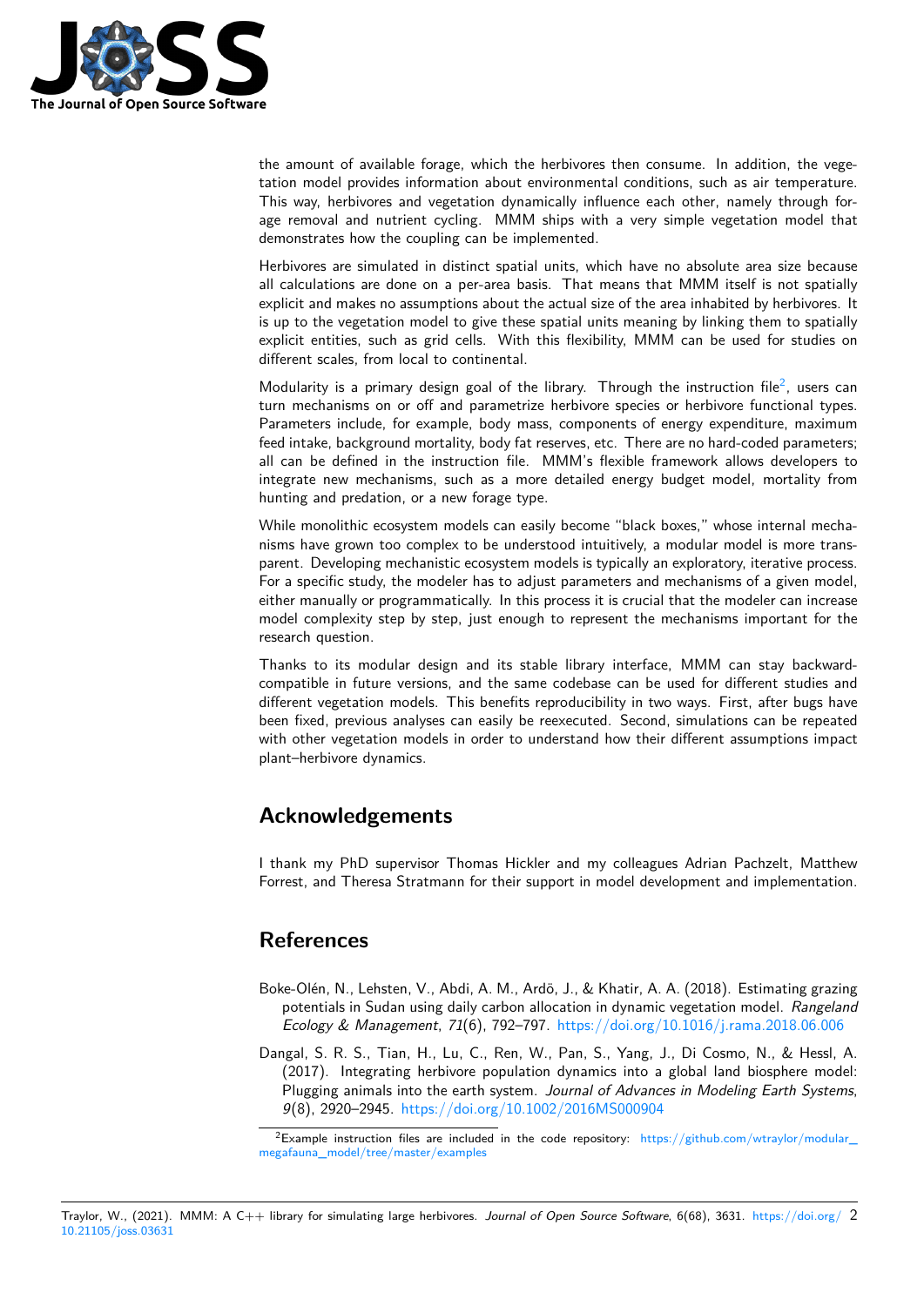the amount of available forage, which the herbivores then consume. In addition, the vegetation model provides information about environmental conditions, such as air temperature. This way, herbivores and vegetation dynamically influence each other, namely through forage removal and nutrient cycling. MMM ships with a very simple vegetation model that demonstrates how the coupling can be implemented.

Herbivores are simulated in distinct spatial units, which have no absolute area size because all calculations are done on a per-area basis. That means that MMM itself is not spatially explicit and makes no assumptions about the actual size of the area inhabited by herbivores. It is up to the vegetation model to give these spatial units meaning by linking them to spatially explicit entities, such as grid cells. With this flexibility, MMM can be used for studies on different scales, from local to continental.

Modularity is a primary design goal of the library. Through the instruction file[2], users can turn mechanisms on or off and parametrize herbivore species or herbivore functional types. Parameters include, for example, body mass, components of energy expenditure, maximum feed intake, background mortality, body fat reserves, etc. There are no hard-coded parameters; all can be defined in the instruction file. MMM's flexible framework allows developers to integrate new mechanisms, such as a more detailed energy budget model, mortality from hunting and predation, or a new forage type.

While monolithic ecosystem models can easily become "black boxes," whose internal mechanisms have grown too complex to be understood intuitively, a modular model is more transparent. Developing mechanistic ecosystem models is typically an exploratory, iterative process. For a specific study, the modeler has to adjust parameters and mechanisms of a given model, either manually or programmatically. In this process it is crucial that the modeler can increase model complexity step by step, just enough to represent the mechanisms important for the research question.

Thanks to its modular design and its stable library interface, MMM can stay backward-compatible in future versions, and the same codebase can be used for different studies and different vegetation models. This benefits reproducibility in two ways. First, after bugs have been fixed, previous analyses can easily be reexecuted. Second, simulations can be repeated with other vegetation models in order to understand how their different assumptions impact plant–herbivore dynamics.

# Acknowledgements

I thank my PhD supervisor Thomas Hickler and my colleagues Adrian Pachzelt, Matthew Forrest, and Theresa Stratmann for their support in model development and implementation.

# References

Boke-Olén, N., Lehsten, V., Abdi, A. M., Ardö, J., & Khatir, A. A. (2018). Estimating grazing potentials in Sudan using daily carbon allocation in dynamic vegetation model. *Rangeland Ecology & Management*, *71*(6), 792–797. https://doi.org/10.1016/j.rama.2018.06.006

Dangal, S. R. S., Tian, H., Lu, C., Ren, W., Pan, S., Yang, J., Di Cosmo, N., & Hessl, A. (2017). Integrating herbivore population dynamics into a global land biosphere model: Plugging animals into the earth system. *Journal of Advances in Modeling Earth Systems*, *9*(8), 2920–2945. https://doi.org/10.1002/2016MS000904

[2] Example instruction files are included in the code repository: https://github.com/wtraylor/modular_megafauna_model/tree/master/examples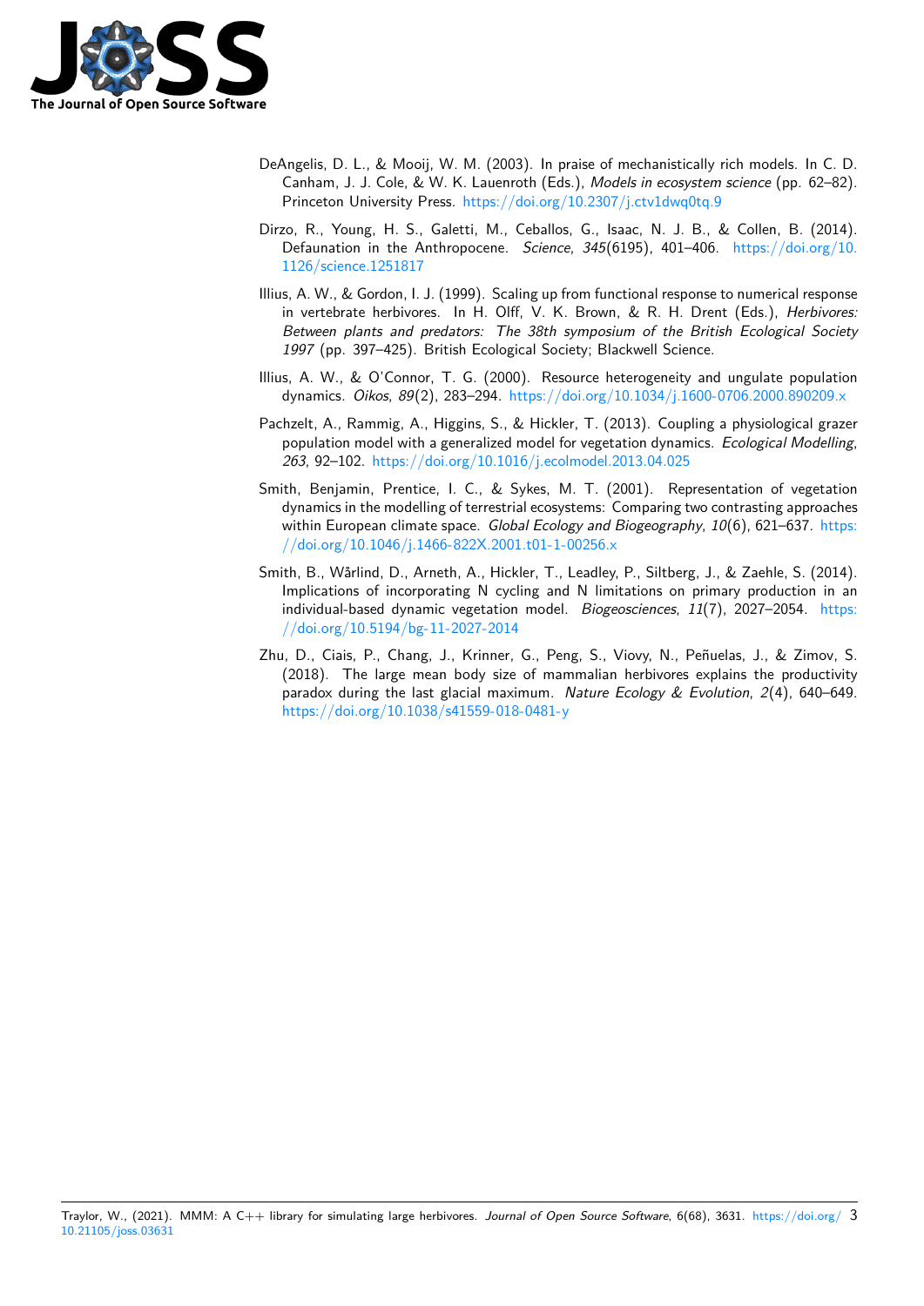DeAngelis, D. L., & Mooij, W. M. (2003). In praise of mechanistically rich models. In C. D. Canham, J. J. Cole, & W. K. Lauenroth (Eds.), *Models in ecosystem science* (pp. 62–82). Princeton University Press. https://doi.org/10.2307/j.ctv1dwq0tq.9

Dirzo, R., Young, H. S., Galetti, M., Ceballos, G., Isaac, N. J. B., & Collen, B. (2014). Defaunation in the Anthropocene. *Science*, *345*(6195), 401–406. https://doi.org/10.1126/science.1251817

Illius, A. W., & Gordon, I. J. (1999). Scaling up from functional response to numerical response in vertebrate herbivores. In H. Olff, V. K. Brown, & R. H. Drent (Eds.), *Herbivores: Between plants and predators: The 38th symposium of the British Ecological Society 1997* (pp. 397–425). British Ecological Society; Blackwell Science.

Illius, A. W., & O'Connor, T. G. (2000). Resource heterogeneity and ungulate population dynamics. *Oikos*, *89*(2), 283–294. https://doi.org/10.1034/j.1600-0706.2000.890209.x

Pachzelt, A., Rammig, A., Higgins, S., & Hickler, T. (2013). Coupling a physiological grazer population model with a generalized model for vegetation dynamics. *Ecological Modelling*, *263*, 92–102. https://doi.org/10.1016/j.ecolmodel.2013.04.025

Smith, Benjamin, Prentice, I. C., & Sykes, M. T. (2001). Representation of vegetation dynamics in the modelling of terrestrial ecosystems: Comparing two contrasting approaches within European climate space. *Global Ecology and Biogeography*, *10*(6), 621–637. https://doi.org/10.1046/j.1466-822X.2001.t01-1-00256.x

Smith, B., Wårlind, D., Arneth, A., Hickler, T., Leadley, P., Siltberg, J., & Zaehle, S. (2014). Implications of incorporating N cycling and N limitations on primary production in an individual-based dynamic vegetation model. *Biogeosciences*, *11*(7), 2027–2054. https://doi.org/10.5194/bg-11-2027-2014

Zhu, D., Ciais, P., Chang, J., Krinner, G., Peng, S., Viovy, N., Peñuelas, J., & Zimov, S. (2018). The large mean body size of mammalian herbivores explains the productivity paradox during the last glacial maximum. *Nature Ecology & Evolution*, *2*(4), 640–649. https://doi.org/10.1038/s41559-018-0481-y